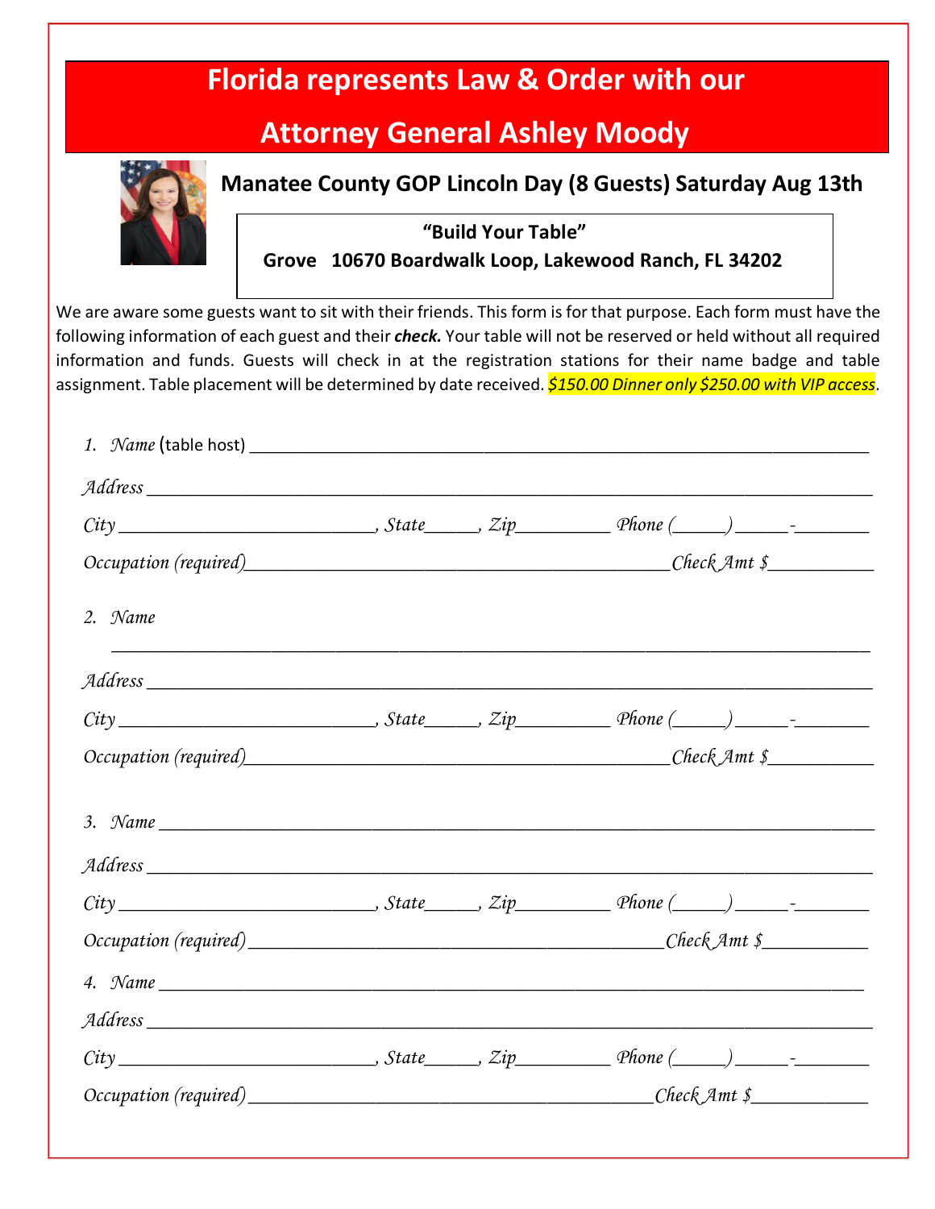# Florida represents Law & Order with our Attorney General Ashley Moody

## Manatee County GOP Lincoln Day (8 Guests) Saturday Aug 13th

**"Build Your Table"**

**Grove 10670 Boardwalk Loop, Lakewood Ranch, FL 34202**

We are aware some guests want to sit with their friends. This form is for that purpose. Each form must have the following information of each guest and their ***check.*** Your table will not be reserved or held without all required information and funds. Guests will check in at the registration stations for their name badge and table assignment. Table placement will be determined by date received. *$150.00 Dinner only $250.00 with VIP access*.

1. *Name* (table host) ______________________________________________

*Address* ______________________________________________

*City* ________________________, *State*_____, *Zip*_________ *Phone* (_____) _____-_______

*Occupation (required)*_______________________________________*Check Amt $*__________

2. *Name*

______________________________________________

*Address* ______________________________________________

*City* ________________________, *State*_____, *Zip*_________ *Phone* (_____) _____-_______

*Occupation (required)*_______________________________________*Check Amt $*__________

3. *Name* ______________________________________________

*Address* ______________________________________________

*City* ________________________, *State*_____, *Zip*_________ *Phone* (_____) _____-_______

*Occupation (required)*_______________________________________*Check Amt $*__________

4. *Name* ______________________________________________

*Address* ______________________________________________

*City* ________________________, *State*_____, *Zip*_________ *Phone* (_____) _____-_______

*Occupation (required)*_______________________________________*Check Amt $*__________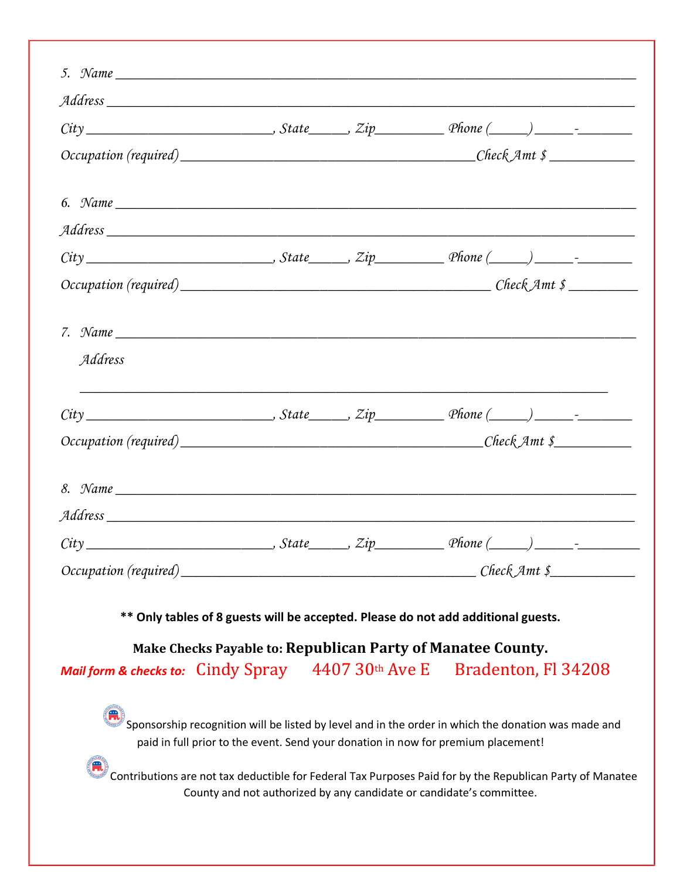5. *Name* ______________________________________________________________________

*Address* ______________________________________________________________________

*City* __________________________, *State*_____, *Zip*_________ *Phone* (_____) _____-_______

*Occupation (required)* ________________________________________*Check Amt $* ___________

6. *Name* ______________________________________________________________________

*Address* ______________________________________________________________________

*City* __________________________, *State*_____, *Zip*_________ *Phone* (_____) _____-_______

*Occupation (required)* __________________________________________ *Check Amt $* _________

7. *Name* ______________________________________________________________________

*Address*

________________________________________________________________________

*City* __________________________, *State*_____, *Zip*_________ *Phone* (_____) _____-_______

*Occupation (required)* __________________________________________*Check Amt $*__________

8. *Name* ______________________________________________________________________

*Address* ______________________________________________________________________

*City* __________________________, *State*_____, *Zip*_________ *Phone* (_____) _____-________

*Occupation (required)* ________________________________________ *Check Amt $*___________

**** Only tables of 8 guests will be accepted. Please do not add additional guests.**

**Make Checks Payable to: Republican Party of Manatee County.**

***Mail form & checks to:*** Cindy Spray 4407 30th Ave E Bradenton, Fl 34208

Sponsorship recognition will be listed by level and in the order in which the donation was made and paid in full prior to the event. Send your donation in now for premium placement!

Contributions are not tax deductible for Federal Tax Purposes Paid for by the Republican Party of Manatee County and not authorized by any candidate or candidate's committee.